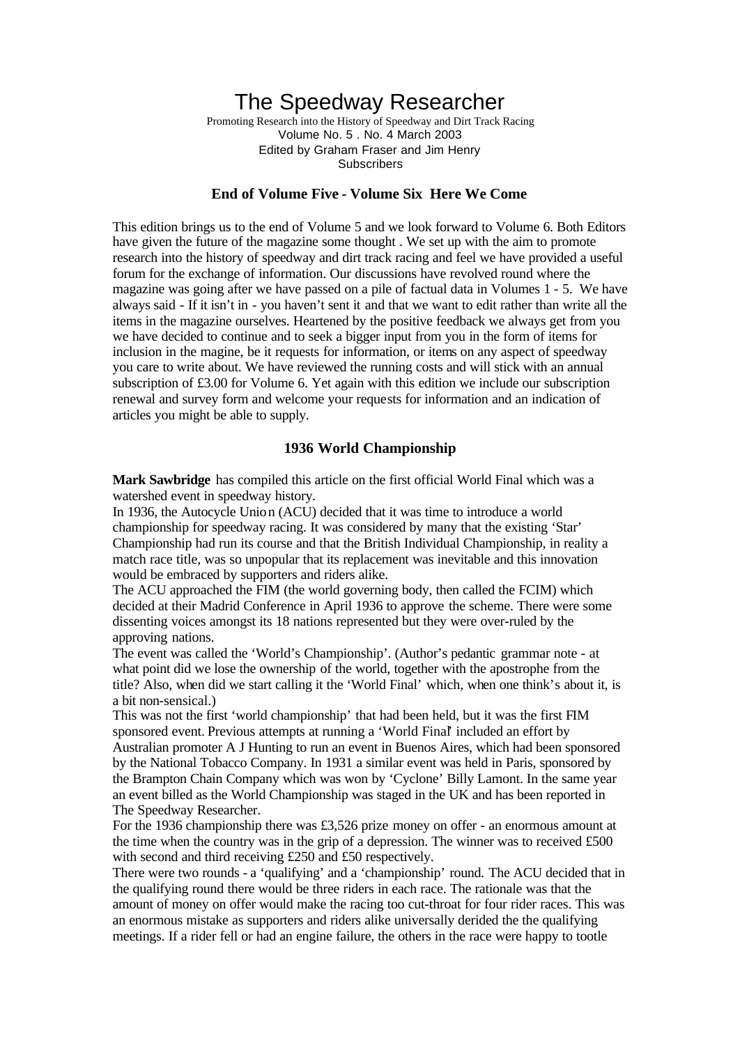# The Speedway Researcher

Promoting Research into the History of Speedway and Dirt Track Racing
Volume No. 5 . No. 4 March 2003
Edited by Graham Fraser and Jim Henry
Subscribers

## End of Volume Five - Volume Six Here We Come

This edition brings us to the end of Volume 5 and we look forward to Volume 6. Both Editors have given the future of the magazine some thought . We set up with the aim to promote research into the history of speedway and dirt track racing and feel we have provided a useful forum for the exchange of information. Our discussions have revolved round where the magazine was going after we have passed on a pile of factual data in Volumes 1 - 5. We have always said - If it isn't in - you haven't sent it and that we want to edit rather than write all the items in the magazine ourselves. Heartened by the positive feedback we always get from you we have decided to continue and to seek a bigger input from you in the form of items for inclusion in the magine, be it requests for information, or items on any aspect of speedway you care to write about. We have reviewed the running costs and will stick with an annual subscription of £3.00 for Volume 6. Yet again with this edition we include our subscription renewal and survey form and welcome your requests for information and an indication of articles you might be able to supply.

## 1936 World Championship

**Mark Sawbridge** has compiled this article on the first official World Final which was a watershed event in speedway history.

In 1936, the Autocycle Union (ACU) decided that it was time to introduce a world championship for speedway racing. It was considered by many that the existing 'Star' Championship had run its course and that the British Individual Championship, in reality a match race title, was so unpopular that its replacement was inevitable and this innovation would be embraced by supporters and riders alike.

The ACU approached the FIM (the world governing body, then called the FCIM) which decided at their Madrid Conference in April 1936 to approve the scheme. There were some dissenting voices amongst its 18 nations represented but they were over-ruled by the approving nations.

The event was called the 'World's Championship'. (Author's pedantic grammar note - at what point did we lose the ownership of the world, together with the apostrophe from the title? Also, when did we start calling it the 'World Final' which, when one think's about it, is a bit non-sensical.)

This was not the first 'world championship' that had been held, but it was the first FIM sponsored event. Previous attempts at running a 'World Final' included an effort by Australian promoter A J Hunting to run an event in Buenos Aires, which had been sponsored by the National Tobacco Company. In 1931 a similar event was held in Paris, sponsored by the Brampton Chain Company which was won by 'Cyclone' Billy Lamont. In the same year an event billed as the World Championship was staged in the UK and has been reported in The Speedway Researcher.

For the 1936 championship there was £3,526 prize money on offer - an enormous amount at the time when the country was in the grip of a depression. The winner was to received £500 with second and third receiving £250 and £50 respectively.

There were two rounds - a 'qualifying' and a 'championship' round. The ACU decided that in the qualifying round there would be three riders in each race. The rationale was that the amount of money on offer would make the racing too cut-throat for four rider races. This was an enormous mistake as supporters and riders alike universally derided the the qualifying meetings. If a rider fell or had an engine failure, the others in the race were happy to tootle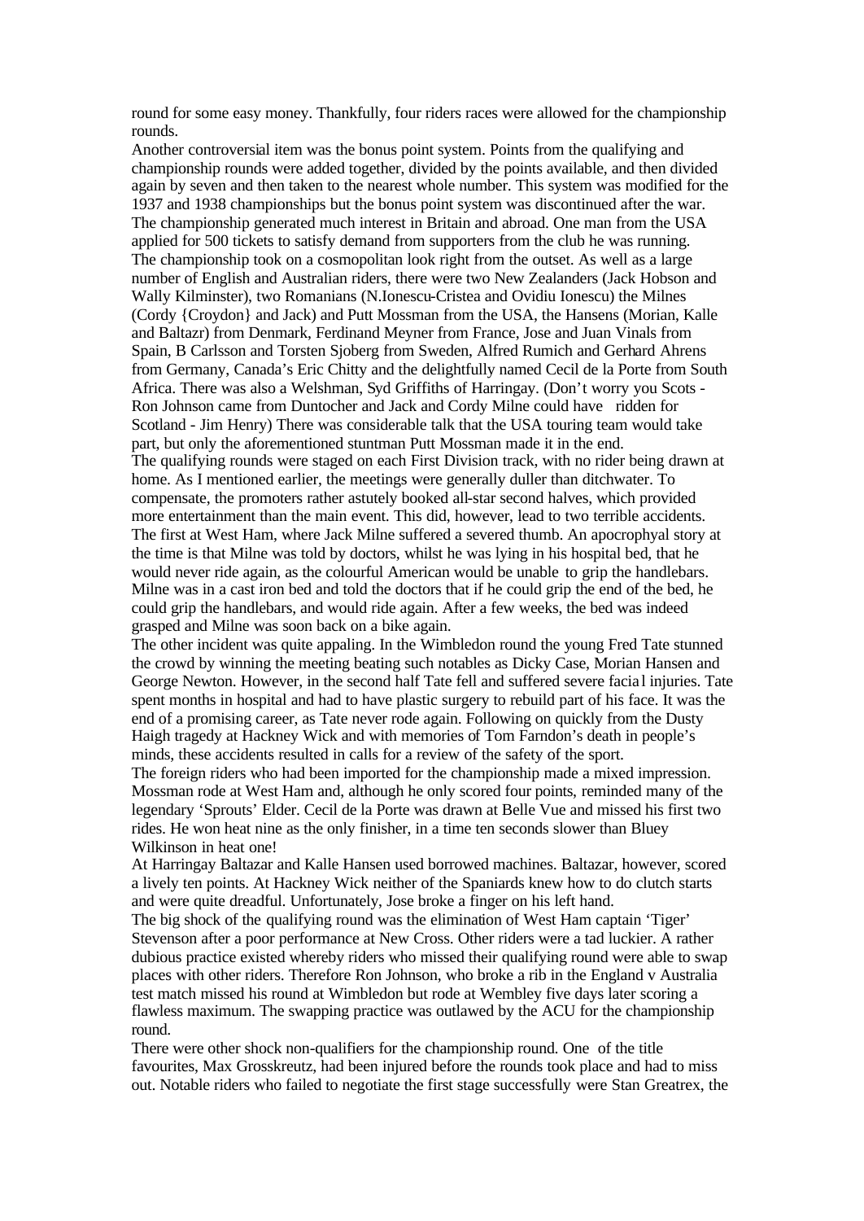round for some easy money. Thankfully, four riders races were allowed for the championship rounds.

Another controversial item was the bonus point system. Points from the qualifying and championship rounds were added together, divided by the points available, and then divided again by seven and then taken to the nearest whole number. This system was modified for the 1937 and 1938 championships but the bonus point system was discontinued after the war.

The championship generated much interest in Britain and abroad. One man from the USA applied for 500 tickets to satisfy demand from supporters from the club he was running.

The championship took on a cosmopolitan look right from the outset. As well as a large number of English and Australian riders, there were two New Zealanders (Jack Hobson and Wally Kilminster), two Romanians (N.Ionescu-Cristea and Ovidiu Ionescu) the Milnes (Cordy {Croydon} and Jack) and Putt Mossman from the USA, the Hansens (Morian, Kalle and Baltazr) from Denmark, Ferdinand Meyner from France, Jose and Juan Vinals from Spain, B Carlsson and Torsten Sjoberg from Sweden, Alfred Rumich and Gerhard Ahrens from Germany, Canada's Eric Chitty and the delightfully named Cecil de la Porte from South Africa. There was also a Welshman, Syd Griffiths of Harringay. (Don't worry you Scots - Ron Johnson came from Duntocher and Jack and Cordy Milne could have ridden for Scotland - Jim Henry) There was considerable talk that the USA touring team would take part, but only the aforementioned stuntman Putt Mossman made it in the end.

The qualifying rounds were staged on each First Division track, with no rider being drawn at home. As I mentioned earlier, the meetings were generally duller than ditchwater. To compensate, the promoters rather astutely booked all-star second halves, which provided more entertainment than the main event. This did, however, lead to two terrible accidents. The first at West Ham, where Jack Milne suffered a severed thumb. An apocrophyal story at the time is that Milne was told by doctors, whilst he was lying in his hospital bed, that he would never ride again, as the colourful American would be unable to grip the handlebars. Milne was in a cast iron bed and told the doctors that if he could grip the end of the bed, he could grip the handlebars, and would ride again. After a few weeks, the bed was indeed grasped and Milne was soon back on a bike again.

The other incident was quite appaling. In the Wimbledon round the young Fred Tate stunned the crowd by winning the meeting beating such notables as Dicky Case, Morian Hansen and George Newton. However, in the second half Tate fell and suffered severe facial injuries. Tate spent months in hospital and had to have plastic surgery to rebuild part of his face. It was the end of a promising career, as Tate never rode again. Following on quickly from the Dusty Haigh tragedy at Hackney Wick and with memories of Tom Farndon's death in people's minds, these accidents resulted in calls for a review of the safety of the sport.

The foreign riders who had been imported for the championship made a mixed impression. Mossman rode at West Ham and, although he only scored four points, reminded many of the legendary 'Sprouts' Elder. Cecil de la Porte was drawn at Belle Vue and missed his first two rides. He won heat nine as the only finisher, in a time ten seconds slower than Bluey Wilkinson in heat one!

At Harringay Baltazar and Kalle Hansen used borrowed machines. Baltazar, however, scored a lively ten points. At Hackney Wick neither of the Spaniards knew how to do clutch starts and were quite dreadful. Unfortunately, Jose broke a finger on his left hand.

The big shock of the qualifying round was the elimination of West Ham captain 'Tiger' Stevenson after a poor performance at New Cross. Other riders were a tad luckier. A rather dubious practice existed whereby riders who missed their qualifying round were able to swap places with other riders. Therefore Ron Johnson, who broke a rib in the England v Australia test match missed his round at Wimbledon but rode at Wembley five days later scoring a flawless maximum. The swapping practice was outlawed by the ACU for the championship round.

There were other shock non-qualifiers for the championship round. One of the title favourites, Max Grosskreutz, had been injured before the rounds took place and had to miss out. Notable riders who failed to negotiate the first stage successfully were Stan Greatrex, the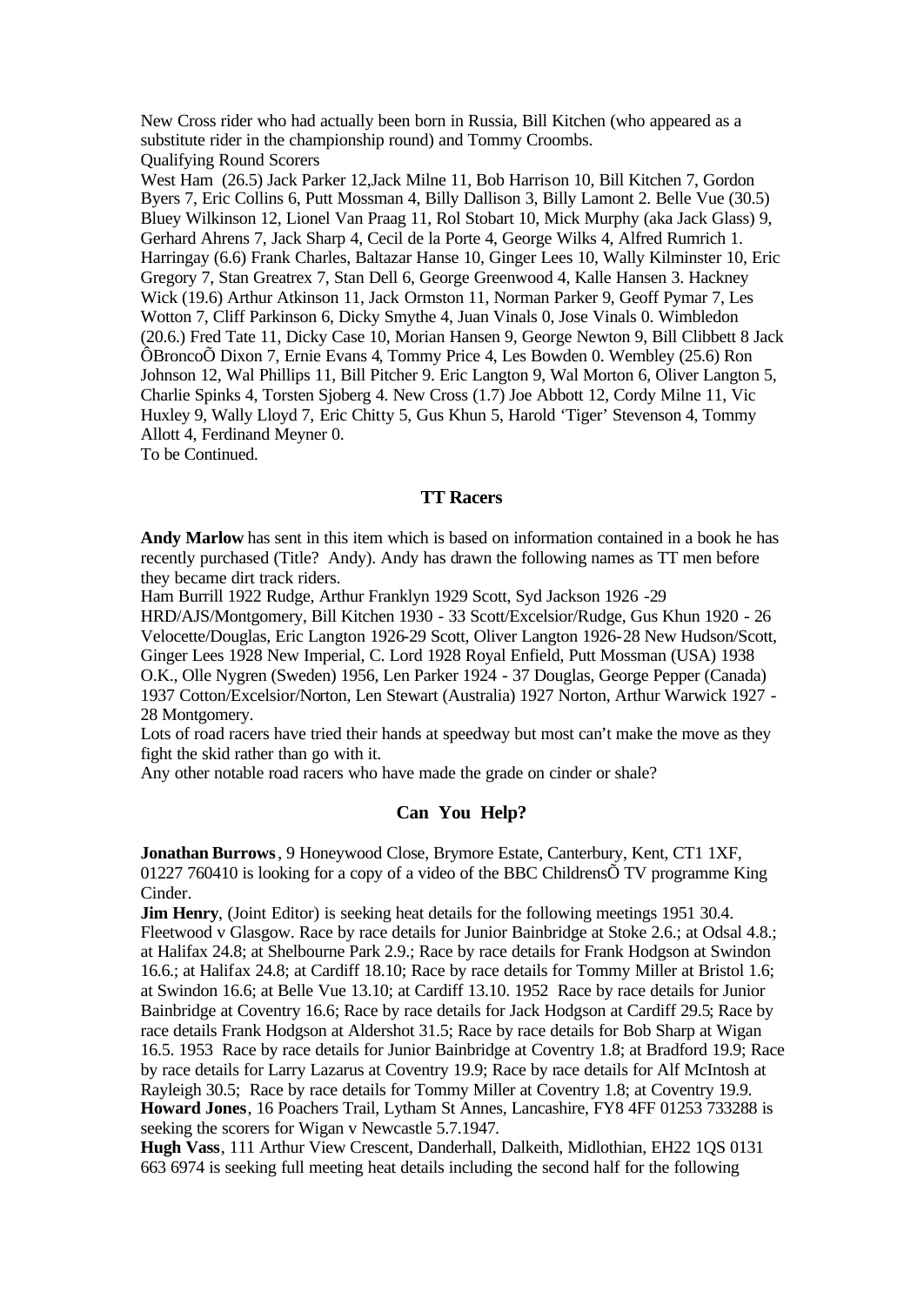New Cross rider who had actually been born in Russia, Bill Kitchen (who appeared as a substitute rider in the championship round) and Tommy Croombs.

Qualifying Round Scorers

West Ham (26.5) Jack Parker 12,Jack Milne 11, Bob Harrison 10, Bill Kitchen 7, Gordon Byers 7, Eric Collins 6, Putt Mossman 4, Billy Dallison 3, Billy Lamont 2. Belle Vue (30.5) Bluey Wilkinson 12, Lionel Van Praag 11, Rol Stobart 10, Mick Murphy (aka Jack Glass) 9, Gerhard Ahrens 7, Jack Sharp 4, Cecil de la Porte 4, George Wilks 4, Alfred Rumrich 1. Harringay (6.6) Frank Charles, Baltazar Hanse 10, Ginger Lees 10, Wally Kilminster 10, Eric Gregory 7, Stan Greatrex 7, Stan Dell 6, George Greenwood 4, Kalle Hansen 3. Hackney Wick (19.6) Arthur Atkinson 11, Jack Ormston 11, Norman Parker 9, Geoff Pymar 7, Les Wotton 7, Cliff Parkinson 6, Dicky Smythe 4, Juan Vinals 0, Jose Vinals 0. Wimbledon (20.6.) Fred Tate 11, Dicky Case 10, Morian Hansen 9, George Newton 9, Bill Clibbett 8 Jack ÔBroncoÕ Dixon 7, Ernie Evans 4, Tommy Price 4, Les Bowden 0. Wembley (25.6) Ron Johnson 12, Wal Phillips 11, Bill Pitcher 9. Eric Langton 9, Wal Morton 6, Oliver Langton 5, Charlie Spinks 4, Torsten Sjoberg 4. New Cross (1.7) Joe Abbott 12, Cordy Milne 11, Vic Huxley 9, Wally Lloyd 7, Eric Chitty 5, Gus Khun 5, Harold 'Tiger' Stevenson 4, Tommy Allott 4, Ferdinand Meyner 0.

To be Continued.

## TT Racers

**Andy Marlow** has sent in this item which is based on information contained in a book he has recently purchased (Title? Andy). Andy has drawn the following names as TT men before they became dirt track riders.

Ham Burrill 1922 Rudge, Arthur Franklyn 1929 Scott, Syd Jackson 1926 -29 HRD/AJS/Montgomery, Bill Kitchen 1930 - 33 Scott/Excelsior/Rudge, Gus Khun 1920 - 26 Velocette/Douglas, Eric Langton 1926-29 Scott, Oliver Langton 1926-28 New Hudson/Scott, Ginger Lees 1928 New Imperial, C. Lord 1928 Royal Enfield, Putt Mossman (USA) 1938 O.K., Olle Nygren (Sweden) 1956, Len Parker 1924 - 37 Douglas, George Pepper (Canada) 1937 Cotton/Excelsior/Norton, Len Stewart (Australia) 1927 Norton, Arthur Warwick 1927 - 28 Montgomery.

Lots of road racers have tried their hands at speedway but most can't make the move as they fight the skid rather than go with it.

Any other notable road racers who have made the grade on cinder or shale?

## Can You Help?

**Jonathan Burrows**, 9 Honeywood Close, Brymore Estate, Canterbury, Kent, CT1 1XF, 01227 760410 is looking for a copy of a video of the BBC ChildrensÕ TV programme King Cinder.

**Jim Henry**, (Joint Editor) is seeking heat details for the following meetings 1951 30.4. Fleetwood v Glasgow. Race by race details for Junior Bainbridge at Stoke 2.6.; at Odsal 4.8.; at Halifax 24.8; at Shelbourne Park 2.9.; Race by race details for Frank Hodgson at Swindon 16.6.; at Halifax 24.8; at Cardiff 18.10; Race by race details for Tommy Miller at Bristol 1.6; at Swindon 16.6; at Belle Vue 13.10; at Cardiff 13.10. 1952 Race by race details for Junior Bainbridge at Coventry 16.6; Race by race details for Jack Hodgson at Cardiff 29.5; Race by race details Frank Hodgson at Aldershot 31.5; Race by race details for Bob Sharp at Wigan 16.5. 1953 Race by race details for Junior Bainbridge at Coventry 1.8; at Bradford 19.9; Race by race details for Larry Lazarus at Coventry 19.9; Race by race details for Alf McIntosh at Rayleigh 30.5; Race by race details for Tommy Miller at Coventry 1.8; at Coventry 19.9.

**Howard Jones**, 16 Poachers Trail, Lytham St Annes, Lancashire, FY8 4FF 01253 733288 is seeking the scorers for Wigan v Newcastle 5.7.1947.

**Hugh Vass**, 111 Arthur View Crescent, Danderhall, Dalkeith, Midlothian, EH22 1QS 0131 663 6974 is seeking full meeting heat details including the second half for the following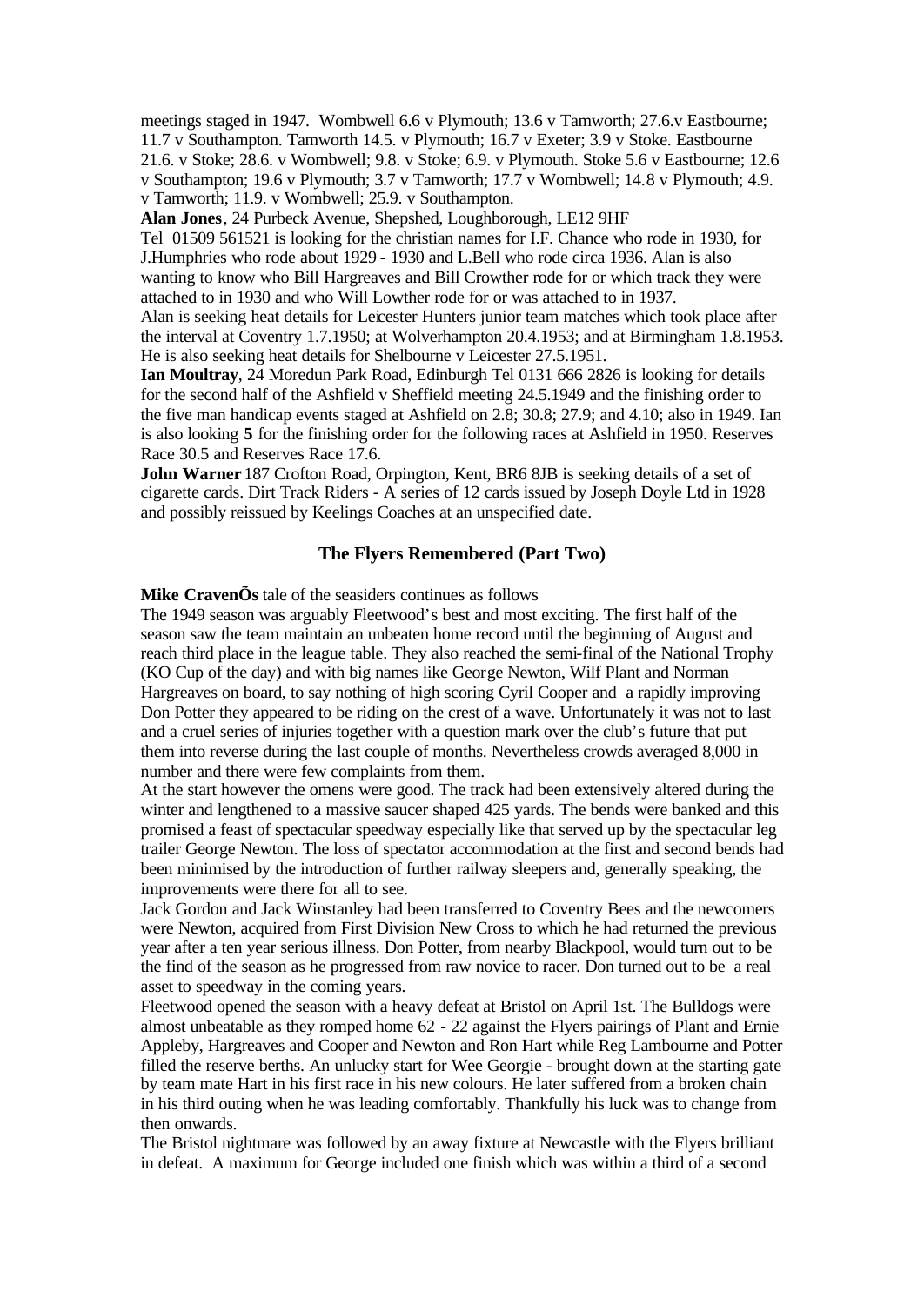meetings staged in 1947. Wombwell 6.6 v Plymouth; 13.6 v Tamworth; 27.6.v Eastbourne; 11.7 v Southampton. Tamworth 14.5. v Plymouth; 16.7 v Exeter; 3.9 v Stoke. Eastbourne 21.6. v Stoke; 28.6. v Wombwell; 9.8. v Stoke; 6.9. v Plymouth. Stoke 5.6 v Eastbourne; 12.6 v Southampton; 19.6 v Plymouth; 3.7 v Tamworth; 17.7 v Wombwell; 14.8 v Plymouth; 4.9. v Tamworth; 11.9. v Wombwell; 25.9. v Southampton.

**Alan Jones**, 24 Purbeck Avenue, Shepshed, Loughborough, LE12 9HF
Tel 01509 561521 is looking for the christian names for I.F. Chance who rode in 1930, for J.Humphries who rode about 1929 - 1930 and L.Bell who rode circa 1936. Alan is also wanting to know who Bill Hargreaves and Bill Crowther rode for or which track they were attached to in 1930 and who Will Lowther rode for or was attached to in 1937.
Alan is seeking heat details for Leicester Hunters junior team matches which took place after the interval at Coventry 1.7.1950; at Wolverhampton 20.4.1953; and at Birmingham 1.8.1953. He is also seeking heat details for Shelbourne v Leicester 27.5.1951.

**Ian Moultray**, 24 Moredun Park Road, Edinburgh Tel 0131 666 2826 is looking for details for the second half of the Ashfield v Sheffield meeting 24.5.1949 and the finishing order to the five man handicap events staged at Ashfield on 2.8; 30.8; 27.9; and 4.10; also in 1949. Ian is also looking **5** for the finishing order for the following races at Ashfield in 1950. Reserves Race 30.5 and Reserves Race 17.6.

**John Warner** 187 Crofton Road, Orpington, Kent, BR6 8JB is seeking details of a set of cigarette cards. Dirt Track Riders - A series of 12 cards issued by Joseph Doyle Ltd in 1928 and possibly reissued by Keelings Coaches at an unspecified date.

## The Flyers Remembered (Part Two)

**Mike CravenÕs** tale of the seasiders continues as follows

The 1949 season was arguably Fleetwood's best and most exciting. The first half of the season saw the team maintain an unbeaten home record until the beginning of August and reach third place in the league table. They also reached the semi-final of the National Trophy (KO Cup of the day) and with big names like George Newton, Wilf Plant and Norman Hargreaves on board, to say nothing of high scoring Cyril Cooper and a rapidly improving Don Potter they appeared to be riding on the crest of a wave. Unfortunately it was not to last and a cruel series of injuries together with a question mark over the club's future that put them into reverse during the last couple of months. Nevertheless crowds averaged 8,000 in number and there were few complaints from them.

At the start however the omens were good. The track had been extensively altered during the winter and lengthened to a massive saucer shaped 425 yards. The bends were banked and this promised a feast of spectacular speedway especially like that served up by the spectacular leg trailer George Newton. The loss of spectator accommodation at the first and second bends had been minimised by the introduction of further railway sleepers and, generally speaking, the improvements were there for all to see.

Jack Gordon and Jack Winstanley had been transferred to Coventry Bees and the newcomers were Newton, acquired from First Division New Cross to which he had returned the previous year after a ten year serious illness. Don Potter, from nearby Blackpool, would turn out to be the find of the season as he progressed from raw novice to racer. Don turned out to be a real asset to speedway in the coming years.

Fleetwood opened the season with a heavy defeat at Bristol on April 1st. The Bulldogs were almost unbeatable as they romped home 62 - 22 against the Flyers pairings of Plant and Ernie Appleby, Hargreaves and Cooper and Newton and Ron Hart while Reg Lambourne and Potter filled the reserve berths. An unlucky start for Wee Georgie - brought down at the starting gate by team mate Hart in his first race in his new colours. He later suffered from a broken chain in his third outing when he was leading comfortably. Thankfully his luck was to change from then onwards.

The Bristol nightmare was followed by an away fixture at Newcastle with the Flyers brilliant in defeat. A maximum for George included one finish which was within a third of a second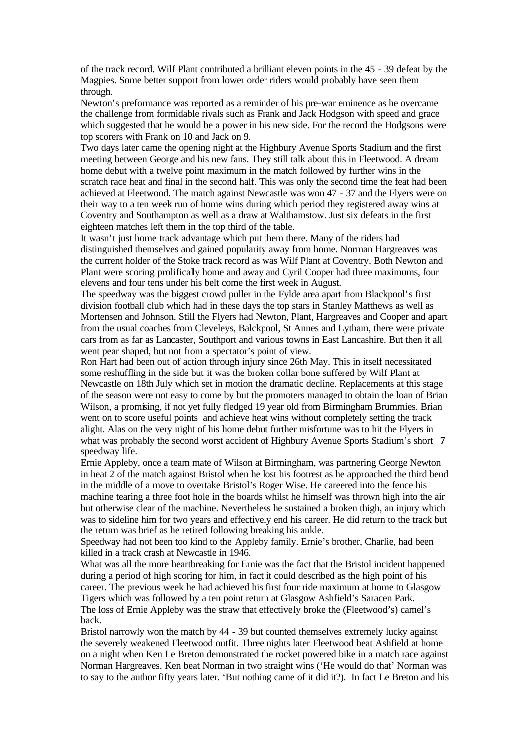of the track record. Wilf Plant contributed a brilliant eleven points in the 45 - 39 defeat by the Magpies. Some better support from lower order riders would probably have seen them through.

Newton's preformance was reported as a reminder of his pre-war eminence as he overcame the challenge from formidable rivals such as Frank and Jack Hodgson with speed and grace which suggested that he would be a power in his new side. For the record the Hodgsons were top scorers with Frank on 10 and Jack on 9.

Two days later came the opening night at the Highbury Avenue Sports Stadium and the first meeting between George and his new fans. They still talk about this in Fleetwood. A dream home debut with a twelve point maximum in the match followed by further wins in the scratch race heat and final in the second half. This was only the second time the feat had been achieved at Fleetwood. The match against Newcastle was won 47 - 37 and the Flyers were on their way to a ten week run of home wins during which period they registered away wins at Coventry and Southampton as well as a draw at Walthamstow. Just six defeats in the first eighteen matches left them in the top third of the table.

It wasn't just home track advantage which put them there. Many of the riders had distinguished themselves and gained popularity away from home. Norman Hargreaves was the current holder of the Stoke track record as was Wilf Plant at Coventry. Both Newton and Plant were scoring prolifically home and away and Cyril Cooper had three maximums, four elevens and four tens under his belt come the first week in August.

The speedway was the biggest crowd puller in the Fylde area apart from Blackpool's first division football club which had in these days the top stars in Stanley Matthews as well as Mortensen and Johnson. Still the Flyers had Newton, Plant, Hargreaves and Cooper and apart from the usual coaches from Cleveleys, Balckpool, St Annes and Lytham, there were private cars from as far as Lancaster, Southport and various towns in East Lancashire. But then it all went pear shaped, but not from a spectator's point of view.

Ron Hart had been out of action through injury since 26th May. This in itself necessitated some reshuffling in the side but it was the broken collar bone suffered by Wilf Plant at Newcastle on 18th July which set in motion the dramatic decline. Replacements at this stage of the season were not easy to come by but the promoters managed to obtain the loan of Brian Wilson, a promising, if not yet fully fledged 19 year old from Birmingham Brummies. Brian went on to score useful points and achieve heat wins without completely setting the track alight. Alas on the very night of his home debut further misfortune was to hit the Flyers in what was probably the second worst accident of Highbury Avenue Sports Stadium's short speedway life.

Ernie Appleby, once a team mate of Wilson at Birmingham, was partnering George Newton in heat 2 of the match against Bristol when he lost his footrest as he approached the third bend in the middle of a move to overtake Bristol's Roger Wise. He careered into the fence his machine tearing a three foot hole in the boards whilst he himself was thrown high into the air but otherwise clear of the machine. Nevertheless he sustained a broken thigh, an injury which was to sideline him for two years and effectively end his career. He did return to the track but the return was brief as he retired following breaking his ankle.

Speedway had not been too kind to the Appleby family. Ernie's brother, Charlie, had been killed in a track crash at Newcastle in 1946.

What was all the more heartbreaking for Ernie was the fact that the Bristol incident happened during a period of high scoring for him, in fact it could described as the high point of his career. The previous week he had achieved his first four ride maximum at home to Glasgow Tigers which was followed by a ten point return at Glasgow Ashfield's Saracen Park.

The loss of Ernie Appleby was the straw that effectively broke the (Fleetwood's) camel's back.

Bristol narrowly won the match by 44 - 39 but counted themselves extremely lucky against the severely weakened Fleetwood outfit. Three nights later Fleetwood beat Ashfield at home on a night when Ken Le Breton demonstrated the rocket powered bike in a match race against Norman Hargreaves. Ken beat Norman in two straight wins ('He would do that' Norman was to say to the author fifty years later. 'But nothing came of it did it?). In fact Le Breton and his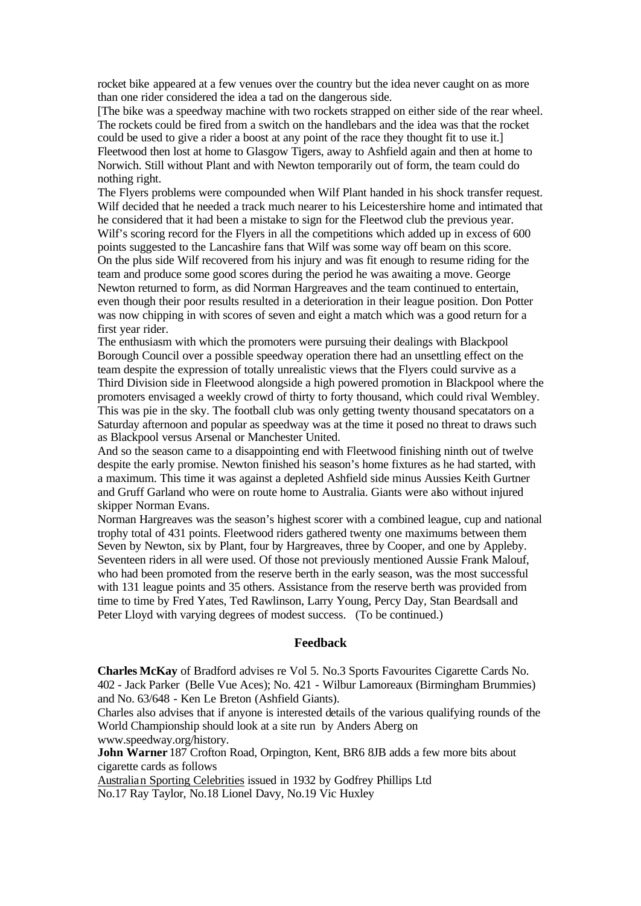rocket bike appeared at a few venues over the country but the idea never caught on as more than one rider considered the idea a tad on the dangerous side.

[The bike was a speedway machine with two rockets strapped on either side of the rear wheel. The rockets could be fired from a switch on the handlebars and the idea was that the rocket could be used to give a rider a boost at any point of the race they thought fit to use it.]

Fleetwood then lost at home to Glasgow Tigers, away to Ashfield again and then at home to Norwich. Still without Plant and with Newton temporarily out of form, the team could do nothing right.

The Flyers problems were compounded when Wilf Plant handed in his shock transfer request. Wilf decided that he needed a track much nearer to his Leicestershire home and intimated that he considered that it had been a mistake to sign for the Fleetwod club the previous year. Wilf's scoring record for the Flyers in all the competitions which added up in excess of 600 points suggested to the Lancashire fans that Wilf was some way off beam on this score.

On the plus side Wilf recovered from his injury and was fit enough to resume riding for the team and produce some good scores during the period he was awaiting a move. George Newton returned to form, as did Norman Hargreaves and the team continued to entertain, even though their poor results resulted in a deterioration in their league position. Don Potter was now chipping in with scores of seven and eight a match which was a good return for a first year rider.

The enthusiasm with which the promoters were pursuing their dealings with Blackpool Borough Council over a possible speedway operation there had an unsettling effect on the team despite the expression of totally unrealistic views that the Flyers could survive as a Third Division side in Fleetwood alongside a high powered promotion in Blackpool where the promoters envisaged a weekly crowd of thirty to forty thousand, which could rival Wembley. This was pie in the sky. The football club was only getting twenty thousand specatators on a Saturday afternoon and popular as speedway was at the time it posed no threat to draws such as Blackpool versus Arsenal or Manchester United.

And so the season came to a disappointing end with Fleetwood finishing ninth out of twelve despite the early promise. Newton finished his season's home fixtures as he had started, with a maximum. This time it was against a depleted Ashfield side minus Aussies Keith Gurtner and Gruff Garland who were on route home to Australia. Giants were also without injured skipper Norman Evans.

Norman Hargreaves was the season's highest scorer with a combined league, cup and national trophy total of 431 points. Fleetwood riders gathered twenty one maximums between them Seven by Newton, six by Plant, four by Hargreaves, three by Cooper, and one by Appleby. Seventeen riders in all were used. Of those not previously mentioned Aussie Frank Malouf, who had been promoted from the reserve berth in the early season, was the most successful with 131 league points and 35 others. Assistance from the reserve berth was provided from time to time by Fred Yates, Ted Rawlinson, Larry Young, Percy Day, Stan Beardsall and Peter Lloyd with varying degrees of modest success. (To be continued.)

## Feedback

**Charles McKay** of Bradford advises re Vol 5. No.3 Sports Favourites Cigarette Cards No. 402 - Jack Parker (Belle Vue Aces); No. 421 - Wilbur Lamoreaux (Birmingham Brummies) and No. 63/648 - Ken Le Breton (Ashfield Giants).

Charles also advises that if anyone is interested details of the various qualifying rounds of the World Championship should look at a site run by Anders Aberg on www.speedway.org/history.

**John Warner** 187 Crofton Road, Orpington, Kent, BR6 8JB adds a few more bits about cigarette cards as follows

Australian Sporting Celebrities issued in 1932 by Godfrey Phillips Ltd

No.17 Ray Taylor, No.18 Lionel Davy, No.19 Vic Huxley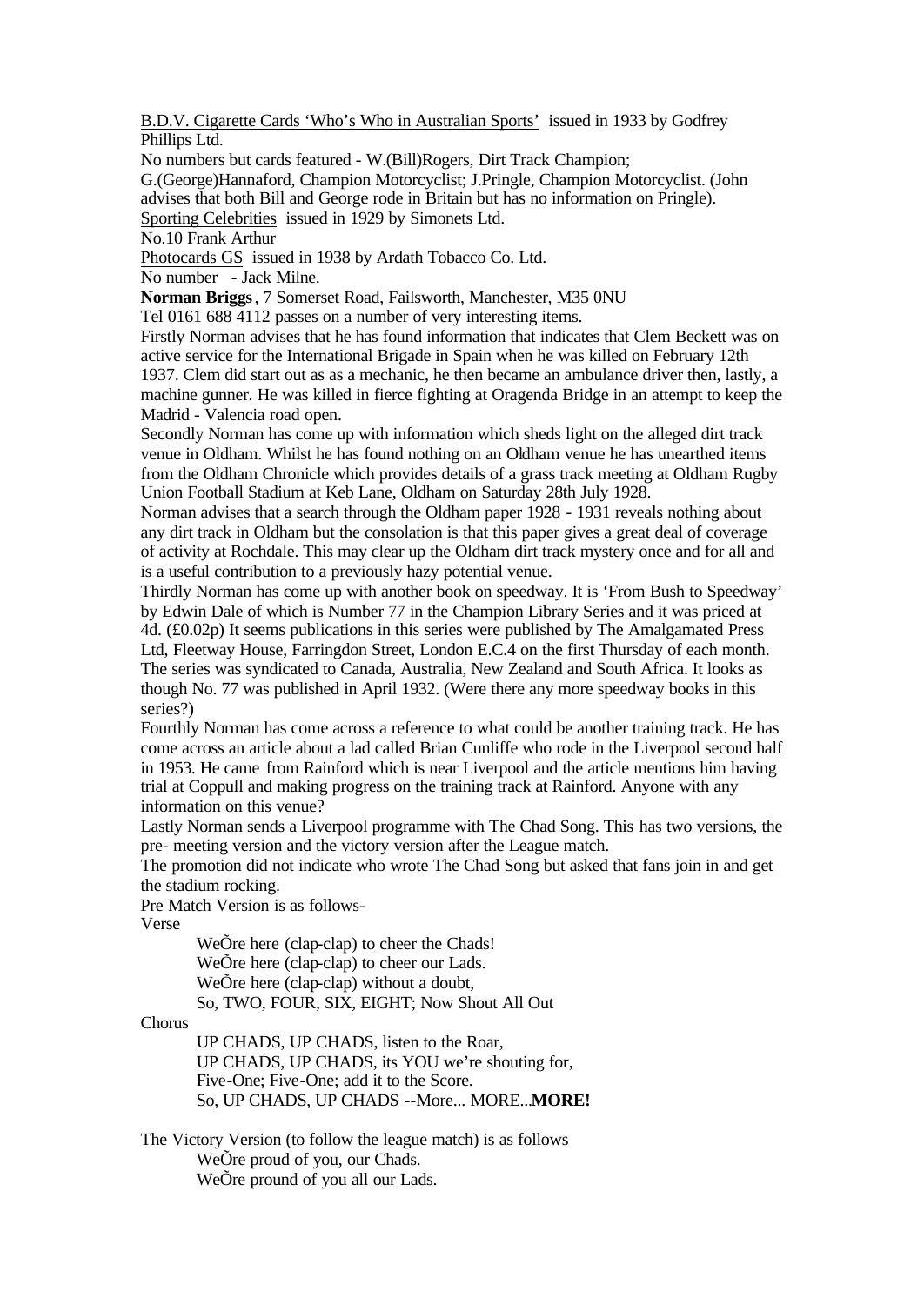B.D.V. Cigarette Cards 'Who's Who in Australian Sports' issued in 1933 by Godfrey Phillips Ltd.

No numbers but cards featured - W.(Bill)Rogers, Dirt Track Champion; G.(George)Hannaford, Champion Motorcyclist; J.Pringle, Champion Motorcyclist. (John advises that both Bill and George rode in Britain but has no information on Pringle).

Sporting Celebrities issued in 1929 by Simonets Ltd.

No.10 Frank Arthur

Photocards GS issued in 1938 by Ardath Tobacco Co. Ltd.

No number - Jack Milne.

**Norman Briggs**, 7 Somerset Road, Failsworth, Manchester, M35 0NU

Tel 0161 688 4112 passes on a number of very interesting items.

Firstly Norman advises that he has found information that indicates that Clem Beckett was on active service for the International Brigade in Spain when he was killed on February 12th 1937. Clem did start out as as a mechanic, he then became an ambulance driver then, lastly, a machine gunner. He was killed in fierce fighting at Oragenda Bridge in an attempt to keep the Madrid - Valencia road open.

Secondly Norman has come up with information which sheds light on the alleged dirt track venue in Oldham. Whilst he has found nothing on an Oldham venue he has unearthed items from the Oldham Chronicle which provides details of a grass track meeting at Oldham Rugby Union Football Stadium at Keb Lane, Oldham on Saturday 28th July 1928.

Norman advises that a search through the Oldham paper 1928 - 1931 reveals nothing about any dirt track in Oldham but the consolation is that this paper gives a great deal of coverage of activity at Rochdale. This may clear up the Oldham dirt track mystery once and for all and is a useful contribution to a previously hazy potential venue.

Thirdly Norman has come up with another book on speedway. It is 'From Bush to Speedway' by Edwin Dale of which is Number 77 in the Champion Library Series and it was priced at 4d. (£0.02p) It seems publications in this series were published by The Amalgamated Press Ltd, Fleetway House, Farringdon Street, London E.C.4 on the first Thursday of each month. The series was syndicated to Canada, Australia, New Zealand and South Africa. It looks as though No. 77 was published in April 1932. (Were there any more speedway books in this series?)

Fourthly Norman has come across a reference to what could be another training track. He has come across an article about a lad called Brian Cunliffe who rode in the Liverpool second half in 1953. He came from Rainford which is near Liverpool and the article mentions him having trial at Coppull and making progress on the training track at Rainford. Anyone with any information on this venue?

Lastly Norman sends a Liverpool programme with The Chad Song. This has two versions, the pre- meeting version and the victory version after the League match.

The promotion did not indicate who wrote The Chad Song but asked that fans join in and get the stadium rocking.

Pre Match Version is as follows-

Verse

> WeÕre here (clap-clap) to cheer the Chads!
> WeÕre here (clap-clap) to cheer our Lads.
> WeÕre here (clap-clap) without a doubt,
> So, TWO, FOUR, SIX, EIGHT; Now Shout All Out

Chorus

> UP CHADS, UP CHADS, listen to the Roar,
> UP CHADS, UP CHADS, its YOU we're shouting for,
> Five-One; Five-One; add it to the Score.
> So, UP CHADS, UP CHADS --More... MORE...**MORE!**

The Victory Version (to follow the league match) is as follows

> WeÕre proud of you, our Chads.
> WeÕre pround of you all our Lads.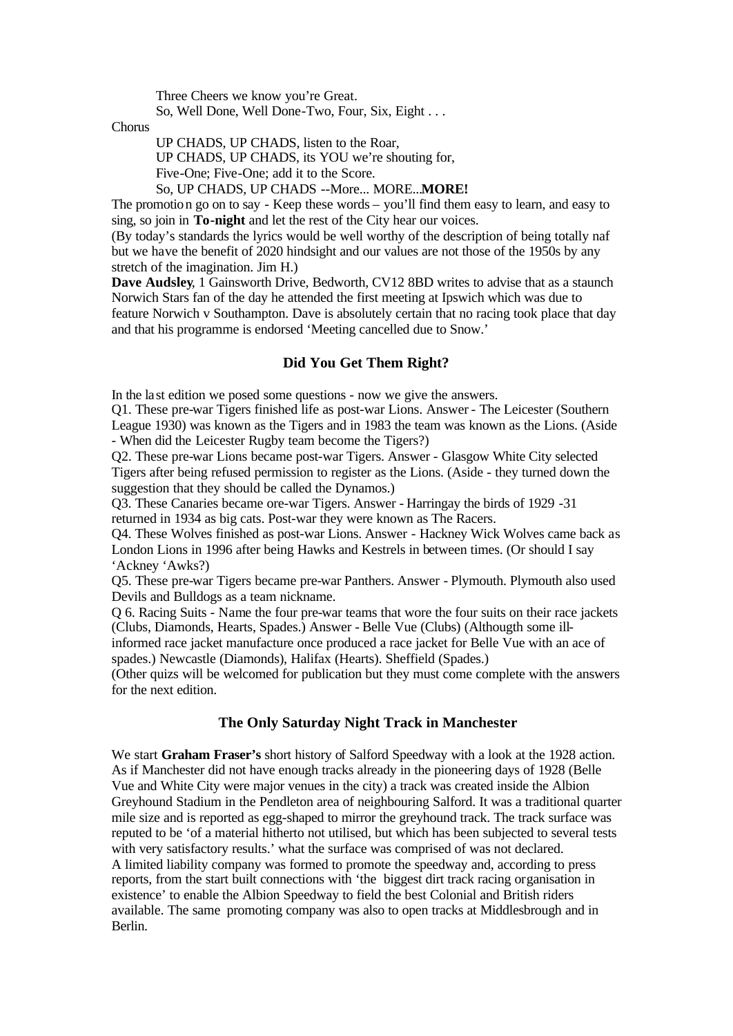Three Cheers we know you're Great.

So, Well Done, Well Done-Two, Four, Six, Eight . . .

Chorus

UP CHADS, UP CHADS, listen to the Roar,

UP CHADS, UP CHADS, its YOU we're shouting for,

Five-One; Five-One; add it to the Score.

So, UP CHADS, UP CHADS --More... MORE...**MORE!**

The promotion go on to say - Keep these words – you'll find them easy to learn, and easy to sing, so join in **To-night** and let the rest of the City hear our voices.

(By today's standards the lyrics would be well worthy of the description of being totally naf but we have the benefit of 2020 hindsight and our values are not those of the 1950s by any stretch of the imagination. Jim H.)

**Dave Audsley**, 1 Gainsworth Drive, Bedworth, CV12 8BD writes to advise that as a staunch Norwich Stars fan of the day he attended the first meeting at Ipswich which was due to feature Norwich v Southampton. Dave is absolutely certain that no racing took place that day and that his programme is endorsed 'Meeting cancelled due to Snow.'

### Did You Get Them Right?

In the last edition we posed some questions - now we give the answers.

Q1. These pre-war Tigers finished life as post-war Lions. Answer - The Leicester (Southern League 1930) was known as the Tigers and in 1983 the team was known as the Lions. (Aside - When did the Leicester Rugby team become the Tigers?)

Q2. These pre-war Lions became post-war Tigers. Answer - Glasgow White City selected Tigers after being refused permission to register as the Lions. (Aside - they turned down the suggestion that they should be called the Dynamos.)

Q3. These Canaries became ore-war Tigers. Answer - Harringay the birds of 1929 -31 returned in 1934 as big cats. Post-war they were known as The Racers.

Q4. These Wolves finished as post-war Lions. Answer - Hackney Wick Wolves came back as London Lions in 1996 after being Hawks and Kestrels in between times. (Or should I say 'Ackney 'Awks?)

Q5. These pre-war Tigers became pre-war Panthers. Answer - Plymouth. Plymouth also used Devils and Bulldogs as a team nickname.

Q 6. Racing Suits - Name the four pre-war teams that wore the four suits on their race jackets (Clubs, Diamonds, Hearts, Spades.) Answer - Belle Vue (Clubs) (Althougth some ill-informed race jacket manufacture once produced a race jacket for Belle Vue with an ace of spades.) Newcastle (Diamonds), Halifax (Hearts). Sheffield (Spades.)

(Other quizs will be welcomed for publication but they must come complete with the answers for the next edition.

### The Only Saturday Night Track in Manchester

We start **Graham Fraser's** short history of Salford Speedway with a look at the 1928 action. As if Manchester did not have enough tracks already in the pioneering days of 1928 (Belle Vue and White City were major venues in the city) a track was created inside the Albion Greyhound Stadium in the Pendleton area of neighbouring Salford. It was a traditional quarter mile size and is reported as egg-shaped to mirror the greyhound track. The track surface was reputed to be 'of a material hitherto not utilised, but which has been subjected to several tests with very satisfactory results.' what the surface was comprised of was not declared.

A limited liability company was formed to promote the speedway and, according to press reports, from the start built connections with 'the biggest dirt track racing organisation in existence' to enable the Albion Speedway to field the best Colonial and British riders available. The same promoting company was also to open tracks at Middlesbrough and in Berlin.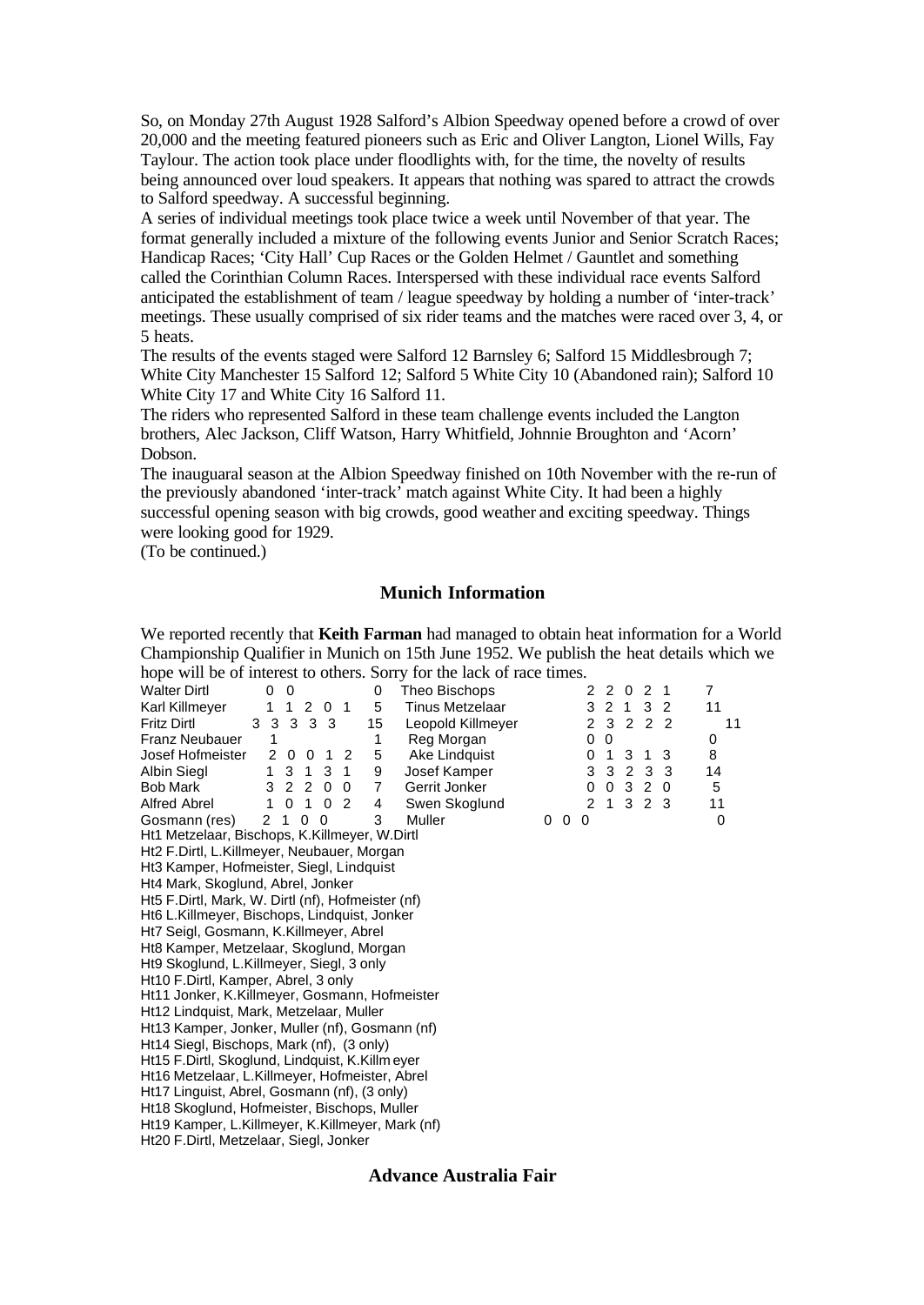So, on Monday 27th August 1928 Salford's Albion Speedway opened before a crowd of over 20,000 and the meeting featured pioneers such as Eric and Oliver Langton, Lionel Wills, Fay Taylour. The action took place under floodlights with, for the time, the novelty of results being announced over loud speakers. It appears that nothing was spared to attract the crowds to Salford speedway. A successful beginning.

A series of individual meetings took place twice a week until November of that year. The format generally included a mixture of the following events Junior and Senior Scratch Races; Handicap Races; 'City Hall' Cup Races or the Golden Helmet / Gauntlet and something called the Corinthian Column Races. Interspersed with these individual race events Salford anticipated the establishment of team / league speedway by holding a number of 'inter-track' meetings. These usually comprised of six rider teams and the matches were raced over 3, 4, or 5 heats.

The results of the events staged were Salford 12 Barnsley 6; Salford 15 Middlesbrough 7; White City Manchester 15 Salford 12; Salford 5 White City 10 (Abandoned rain); Salford 10 White City 17 and White City 16 Salford 11.

The riders who represented Salford in these team challenge events included the Langton brothers, Alec Jackson, Cliff Watson, Harry Whitfield, Johnnie Broughton and 'Acorn' Dobson.

The inauguaral season at the Albion Speedway finished on 10th November with the re-run of the previously abandoned 'inter-track' match against White City. It had been a highly successful opening season with big crowds, good weather and exciting speedway. Things were looking good for 1929.

(To be continued.)

## Munich Information

We reported recently that **Keith Farman** had managed to obtain heat information for a World Championship Qualifier in Munich on 15th June 1952. We publish the heat details which we hope will be of interest to others. Sorry for the lack of race times.

| Rider | Heats | Total | Rider | Heats | Total |
|---|---|---|---|---|---|
| Walter Dirtl | 0 0 | 0 | Theo Bischops | 2 2 0 2 1 | 7 |
| Karl Killmeyer | 1 1 2 0 1 | 5 | Tinus Metzelaar | 3 2 1 3 2 | 11 |
| Fritz Dirtl | 3 3 3 3 3 | 15 | Leopold Killmeyer | 2 3 2 2 2 | 11 |
| Franz Neubauer | 1 | 1 | Reg Morgan | 0 0 | 0 |
| Josef Hofmeister | 2 0 0 1 2 | 5 | Ake Lindquist | 0 1 3 1 3 | 8 |
| Albin Siegl | 1 3 1 3 1 | 9 | Josef Kamper | 3 3 2 3 3 | 14 |
| Bob Mark | 3 2 2 0 0 | 7 | Gerrit Jonker | 0 0 3 2 0 | 5 |
| Alfred Abrel | 1 0 1 0 2 | 4 | Swen Skoglund | 2 1 3 2 3 | 11 |
| Gosmann (res) | 2 1 0 0 | 3 | Muller | 0 0 0 | 0 |

Ht1 Metzelaar, Bischops, K.Killmeyer, W.Dirtl
Ht2 F.Dirtl, L.Killmeyer, Neubauer, Morgan
Ht3 Kamper, Hofmeister, Siegl, Lindquist
Ht4 Mark, Skoglund, Abrel, Jonker
Ht5 F.Dirtl, Mark, W. Dirtl (nf), Hofmeister (nf)
Ht6 L.Killmeyer, Bischops, Lindquist, Jonker
Ht7 Seigl, Gosmann, K.Killmeyer, Abrel
Ht8 Kamper, Metzelaar, Skoglund, Morgan
Ht9 Skoglund, L.Killmeyer, Siegl, 3 only
Ht10 F.Dirtl, Kamper, Abrel, 3 only
Ht11 Jonker, K.Killmeyer, Gosmann, Hofmeister
Ht12 Lindquist, Mark, Metzelaar, Muller
Ht13 Kamper, Jonker, Muller (nf), Gosmann (nf)
Ht14 Siegl, Bischops, Mark (nf), (3 only)
Ht15 F.Dirtl, Skoglund, Lindquist, K.Killmeyer
Ht16 Metzelaar, L.Killmeyer, Hofmeister, Abrel
Ht17 Linguist, Abrel, Gosmann (nf), (3 only)
Ht18 Skoglund, Hofmeister, Bischops, Muller
Ht19 Kamper, L.Killmeyer, K.Killmeyer, Mark (nf)
Ht20 F.Dirtl, Metzelaar, Siegl, Jonker

## Advance Australia Fair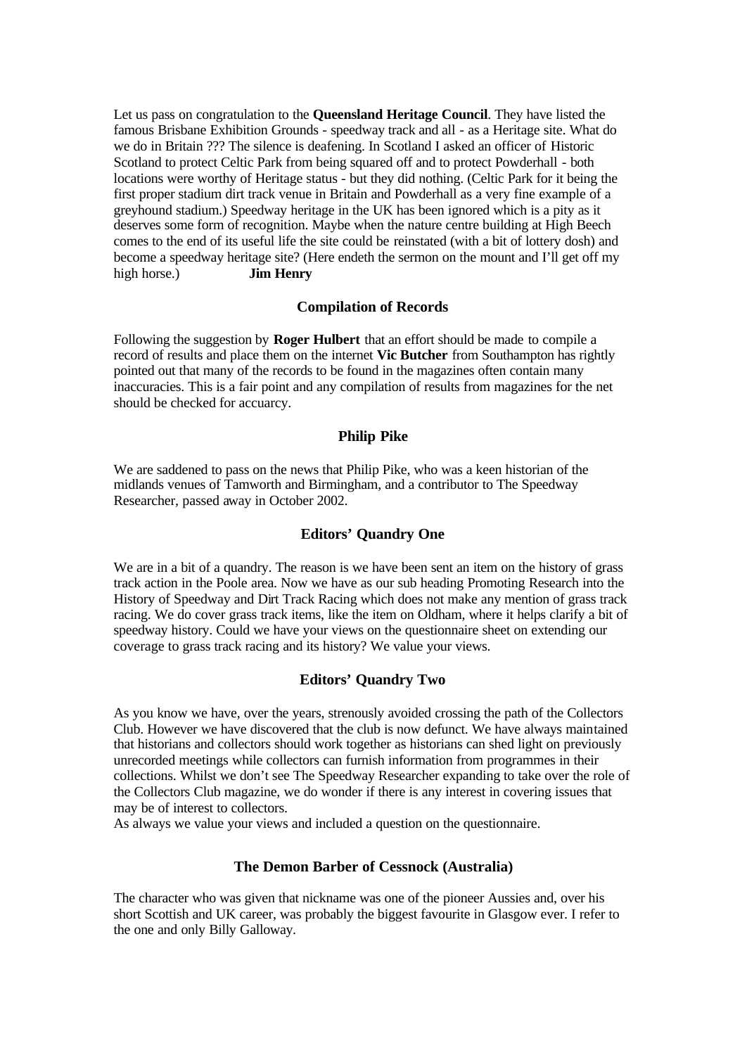Let us pass on congratulation to the **Queensland Heritage Council**. They have listed the famous Brisbane Exhibition Grounds - speedway track and all - as a Heritage site. What do we do in Britain ??? The silence is deafening. In Scotland I asked an officer of Historic Scotland to protect Celtic Park from being squared off and to protect Powderhall - both locations were worthy of Heritage status - but they did nothing. (Celtic Park for it being the first proper stadium dirt track venue in Britain and Powderhall as a very fine example of a greyhound stadium.) Speedway heritage in the UK has been ignored which is a pity as it deserves some form of recognition. Maybe when the nature centre building at High Beech comes to the end of its useful life the site could be reinstated (with a bit of lottery dosh) and become a speedway heritage site? (Here endeth the sermon on the mount and I'll get off my high horse.) **Jim Henry**

### Compilation of Records

Following the suggestion by **Roger Hulbert** that an effort should be made to compile a record of results and place them on the internet **Vic Butcher** from Southampton has rightly pointed out that many of the records to be found in the magazines often contain many inaccuracies. This is a fair point and any compilation of results from magazines for the net should be checked for accuarcy.

### Philip Pike

We are saddened to pass on the news that Philip Pike, who was a keen historian of the midlands venues of Tamworth and Birmingham, and a contributor to The Speedway Researcher, passed away in October 2002.

### Editors' Quandry One

We are in a bit of a quandry. The reason is we have been sent an item on the history of grass track action in the Poole area. Now we have as our sub heading Promoting Research into the History of Speedway and Dirt Track Racing which does not make any mention of grass track racing. We do cover grass track items, like the item on Oldham, where it helps clarify a bit of speedway history. Could we have your views on the questionnaire sheet on extending our coverage to grass track racing and its history? We value your views.

### Editors' Quandry Two

As you know we have, over the years, strenously avoided crossing the path of the Collectors Club. However we have discovered that the club is now defunct. We have always maintained that historians and collectors should work together as historians can shed light on previously unrecorded meetings while collectors can furnish information from programmes in their collections. Whilst we don't see The Speedway Researcher expanding to take over the role of the Collectors Club magazine, we do wonder if there is any interest in covering issues that may be of interest to collectors.

As always we value your views and included a question on the questionnaire.

### The Demon Barber of Cessnock (Australia)

The character who was given that nickname was one of the pioneer Aussies and, over his short Scottish and UK career, was probably the biggest favourite in Glasgow ever. I refer to the one and only Billy Galloway.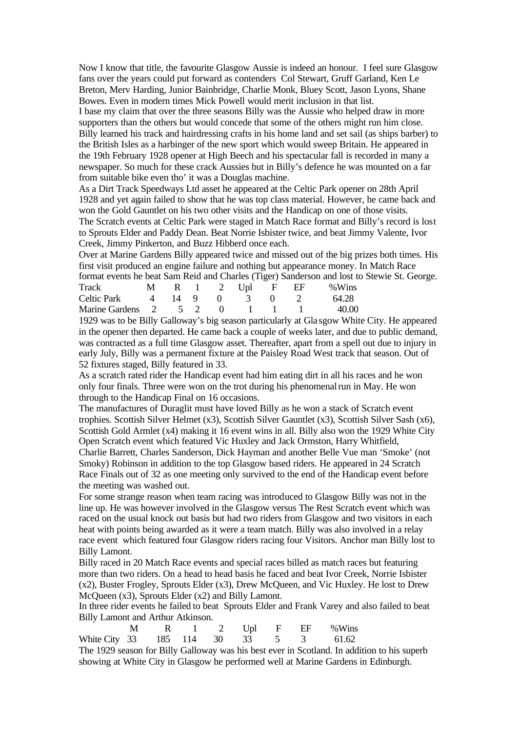Now I know that title, the favourite Glasgow Aussie is indeed an honour. I feel sure Glasgow fans over the years could put forward as contenders Col Stewart, Gruff Garland, Ken Le Breton, Merv Harding, Junior Bainbridge, Charlie Monk, Bluey Scott, Jason Lyons, Shane Bowes. Even in modern times Mick Powell would merit inclusion in that list.

I base my claim that over the three seasons Billy was the Aussie who helped draw in more supporters than the others but would concede that some of the others might run him close.

Billy learned his track and hairdressing crafts in his home land and set sail (as ships barber) to the British Isles as a harbinger of the new sport which would sweep Britain. He appeared in the 19th February 1928 opener at High Beech and his spectacular fall is recorded in many a newspaper. So much for these crack Aussies but in Billy's defence he was mounted on a far from suitable bike even tho' it was a Douglas machine.

As a Dirt Track Speedways Ltd asset he appeared at the Celtic Park opener on 28th April 1928 and yet again failed to show that he was top class material. However, he came back and won the Gold Gauntlet on his two other visits and the Handicap on one of those visits.

The Scratch events at Celtic Park were staged in Match Race format and Billy's record is lost to Sprouts Elder and Paddy Dean. Beat Norrie Isbister twice, and beat Jimmy Valente, Ivor Creek, Jimmy Pinkerton, and Buzz Hibberd once each.

Over at Marine Gardens Billy appeared twice and missed out of the big prizes both times. His first visit produced an engine failure and nothing but appearance money. In Match Race format events he beat Sam Reid and Charles (Tiger) Sanderson and lost to Stewie St. George.

| Track | M | R | 1 | 2 | Upl | F | EF | %Wins |
|---|---|---|---|---|---|---|---|---|
| Celtic Park | 4 | 14 | 9 | 0 | 3 | 0 | 2 | 64.28 |
| Marine Gardens | 2 | 5 | 2 | 0 | 1 | 1 | 1 | 40.00 |

1929 was to be Billy Galloway's big season particularly at Glasgow White City. He appeared in the opener then departed. He came back a couple of weeks later, and due to public demand, was contracted as a full time Glasgow asset. Thereafter, apart from a spell out due to injury in early July, Billy was a permanent fixture at the Paisley Road West track that season. Out of 52 fixtures staged, Billy featured in 33.

As a scratch rated rider the Handicap event had him eating dirt in all his races and he won only four finals. Three were won on the trot during his phenomenal run in May. He won through to the Handicap Final on 16 occasions.

The manufactures of Duraglit must have loved Billy as he won a stack of Scratch event trophies. Scottish Silver Helmet (x3), Scottish Silver Gauntlet (x3), Scottish Silver Sash (x6), Scottish Gold Armlet (x4) making it 16 event wins in all. Billy also won the 1929 White City Open Scratch event which featured Vic Huxley and Jack Ormston, Harry Whitfield, Charlie Barrett, Charles Sanderson, Dick Hayman and another Belle Vue man 'Smoke' (not Smoky) Robinson in addition to the top Glasgow based riders. He appeared in 24 Scratch Race Finals out of 32 as one meeting only survived to the end of the Handicap event before the meeting was washed out.

For some strange reason when team racing was introduced to Glasgow Billy was not in the line up. He was however involved in the Glasgow versus The Rest Scratch event which was raced on the usual knock out basis but had two riders from Glasgow and two visitors in each heat with points being awarded as it were a team match. Billy was also involved in a relay race event which featured four Glasgow riders racing four Visitors. Anchor man Billy lost to Billy Lamont.

Billy raced in 20 Match Race events and special races billed as match races but featuring more than two riders. On a head to head basis he faced and beat Ivor Creek, Norrie Isbister (x2), Buster Frogley, Sprouts Elder (x3), Drew McQueen, and Vic Huxley. He lost to Drew McQueen (x3), Sprouts Elder (x2) and Billy Lamont.

In three rider events he failed to beat Sprouts Elder and Frank Varey and also failed to beat Billy Lamont and Arthur Atkinson.

| | M | R | 1 | 2 | Upl | F | EF | %Wins |
|---|---|---|---|---|---|---|---|---|
| White City | 33 | 185 | 114 | 30 | 33 | 5 | 3 | 61.62 |

The 1929 season for Billy Galloway was his best ever in Scotland. In addition to his superb showing at White City in Glasgow he performed well at Marine Gardens in Edinburgh.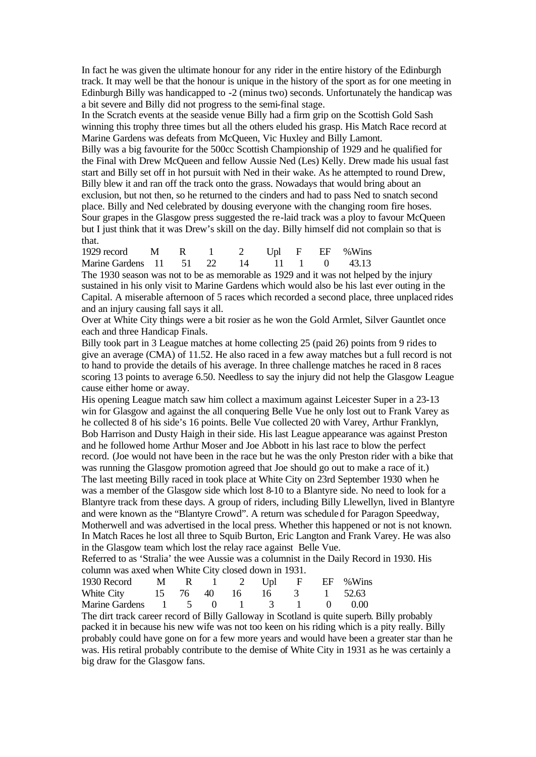In fact he was given the ultimate honour for any rider in the entire history of the Edinburgh track. It may well be that the honour is unique in the history of the sport as for one meeting in Edinburgh Billy was handicapped to -2 (minus two) seconds. Unfortunately the handicap was a bit severe and Billy did not progress to the semi-final stage.

In the Scratch events at the seaside venue Billy had a firm grip on the Scottish Gold Sash winning this trophy three times but all the others eluded his grasp. His Match Race record at Marine Gardens was defeats from McQueen, Vic Huxley and Billy Lamont.

Billy was a big favourite for the 500cc Scottish Championship of 1929 and he qualified for the Final with Drew McQueen and fellow Aussie Ned (Les) Kelly. Drew made his usual fast start and Billy set off in hot pursuit with Ned in their wake. As he attempted to round Drew, Billy blew it and ran off the track onto the grass. Nowadays that would bring about an exclusion, but not then, so he returned to the cinders and had to pass Ned to snatch second place. Billy and Ned celebrated by dousing everyone with the changing room fire hoses. Sour grapes in the Glasgow press suggested the re-laid track was a ploy to favour McQueen but I just think that it was Drew's skill on the day. Billy himself did not complain so that is that.

| 1929 record | M | R | 1 | 2 | Upl | F | EF | %Wins |
|---|---|---|---|---|---|---|---|---|
| Marine Gardens | 11 | 51 | 22 | 14 | 11 | 1 | 0 | 43.13 |

The 1930 season was not to be as memorable as 1929 and it was not helped by the injury sustained in his only visit to Marine Gardens which would also be his last ever outing in the Capital. A miserable afternoon of 5 races which recorded a second place, three unplaced rides and an injury causing fall says it all.

Over at White City things were a bit rosier as he won the Gold Armlet, Silver Gauntlet once each and three Handicap Finals.

Billy took part in 3 League matches at home collecting 25 (paid 26) points from 9 rides to give an average (CMA) of 11.52. He also raced in a few away matches but a full record is not to hand to provide the details of his average. In three challenge matches he raced in 8 races scoring 13 points to average 6.50. Needless to say the injury did not help the Glasgow League cause either home or away.

His opening League match saw him collect a maximum against Leicester Super in a 23-13 win for Glasgow and against the all conquering Belle Vue he only lost out to Frank Varey as he collected 8 of his side's 16 points. Belle Vue collected 20 with Varey, Arthur Franklyn, Bob Harrison and Dusty Haigh in their side. His last League appearance was against Preston and he followed home Arthur Moser and Joe Abbott in his last race to blow the perfect record. (Joe would not have been in the race but he was the only Preston rider with a bike that was running the Glasgow promotion agreed that Joe should go out to make a race of it.)

The last meeting Billy raced in took place at White City on 23rd September 1930 when he was a member of the Glasgow side which lost 8-10 to a Blantyre side. No need to look for a Blantyre track from these days. A group of riders, including Billy Llewellyn, lived in Blantyre and were known as the "Blantyre Crowd". A return was scheduled for Paragon Speedway, Motherwell and was advertised in the local press. Whether this happened or not is not known. In Match Races he lost all three to Squib Burton, Eric Langton and Frank Varey. He was also in the Glasgow team which lost the relay race against Belle Vue.

Referred to as 'Stralia' the wee Aussie was a columnist in the Daily Record in 1930. His column was axed when White City closed down in 1931.

| 1930 Record | M | R | 1 | 2 | Upl | F | EF | %Wins |
|---|---|---|---|---|---|---|---|---|
| White City | 15 | 76 | 40 | 16 | 16 | 3 | 1 | 52.63 |
| Marine Gardens | 1 | 5 | 0 | 1 | 3 | 1 | 0 | 0.00 |

The dirt track career record of Billy Galloway in Scotland is quite superb. Billy probably packed it in because his new wife was not too keen on his riding which is a pity really. Billy probably could have gone on for a few more years and would have been a greater star than he was. His retiral probably contribute to the demise of White City in 1931 as he was certainly a big draw for the Glasgow fans.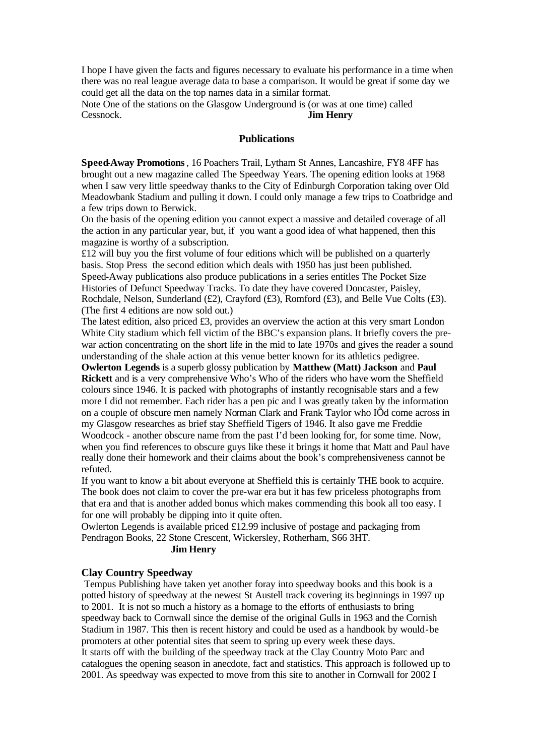I hope I have given the facts and figures necessary to evaluate his performance in a time when there was no real league average data to base a comparison. It would be great if some day we could get all the data on the top names data in a similar format.

Note One of the stations on the Glasgow Underground is (or was at one time) called Cessnock. **Jim Henry**

## Publications

**Speed-Away Promotions**, 16 Poachers Trail, Lytham St Annes, Lancashire, FY8 4FF has brought out a new magazine called The Speedway Years. The opening edition looks at 1968 when I saw very little speedway thanks to the City of Edinburgh Corporation taking over Old Meadowbank Stadium and pulling it down. I could only manage a few trips to Coatbridge and a few trips down to Berwick.

On the basis of the opening edition you cannot expect a massive and detailed coverage of all the action in any particular year, but, if you want a good idea of what happened, then this magazine is worthy of a subscription.

£12 will buy you the first volume of four editions which will be published on a quarterly basis. Stop Press the second edition which deals with 1950 has just been published.

Speed-Away publications also produce publications in a series entitles The Pocket Size Histories of Defunct Speedway Tracks. To date they have covered Doncaster, Paisley, Rochdale, Nelson, Sunderland (£2), Crayford (£3), Romford (£3), and Belle Vue Colts (£3). (The first 4 editions are now sold out.)

The latest edition, also priced £3, provides an overview the action at this very smart London White City stadium which fell victim of the BBC's expansion plans. It briefly covers the pre-war action concentrating on the short life in the mid to late 1970s and gives the reader a sound understanding of the shale action at this venue better known for its athletics pedigree.

**Owlerton Legends** is a superb glossy publication by **Matthew (Matt) Jackson** and **Paul Rickett** and is a very comprehensive Who's Who of the riders who have worn the Sheffield colours since 1946. It is packed with photographs of instantly recognisable stars and a few more I did not remember. Each rider has a pen pic and I was greatly taken by the information on a couple of obscure men namely Norman Clark and Frank Taylor who IÕd come across in my Glasgow researches as brief stay Sheffield Tigers of 1946. It also gave me Freddie Woodcock - another obscure name from the past I'd been looking for, for some time. Now, when you find references to obscure guys like these it brings it home that Matt and Paul have really done their homework and their claims about the book's comprehensiveness cannot be refuted.

If you want to know a bit about everyone at Sheffield this is certainly THE book to acquire. The book does not claim to cover the pre-war era but it has few priceless photographs from that era and that is another added bonus which makes commending this book all too easy. I for one will probably be dipping into it quite often.

Owlerton Legends is available priced £12.99 inclusive of postage and packaging from Pendragon Books, 22 Stone Crescent, Wickersley, Rotherham, S66 3HT.

**Jim Henry**

### Clay Country Speedway

Tempus Publishing have taken yet another foray into speedway books and this book is a potted history of speedway at the newest St Austell track covering its beginnings in 1997 up to 2001. It is not so much a history as a homage to the efforts of enthusiasts to bring speedway back to Cornwall since the demise of the original Gulls in 1963 and the Cornish Stadium in 1987. This then is recent history and could be used as a handbook by would-be promoters at other potential sites that seem to spring up every week these days.

It starts off with the building of the speedway track at the Clay Country Moto Parc and catalogues the opening season in anecdote, fact and statistics. This approach is followed up to 2001. As speedway was expected to move from this site to another in Cornwall for 2002 I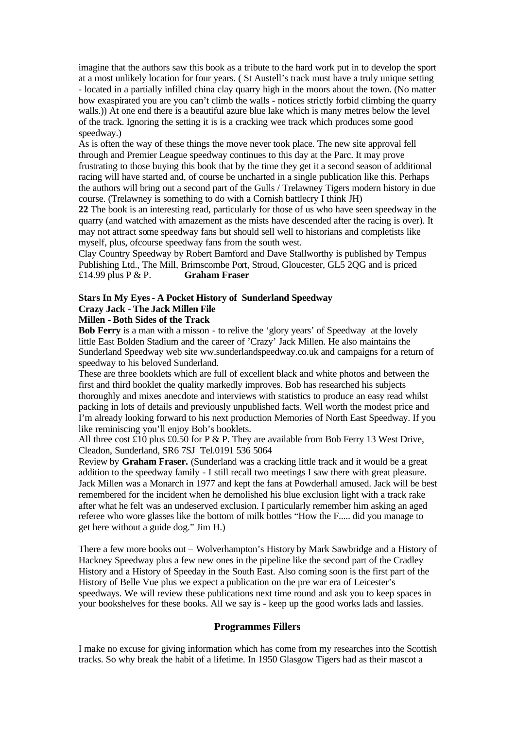imagine that the authors saw this book as a tribute to the hard work put in to develop the sport at a most unlikely location for four years. ( St Austell's track must have a truly unique setting - located in a partially infilled china clay quarry high in the moors about the town. (No matter how exaspirated you are you can't climb the walls - notices strictly forbid climbing the quarry walls.)) At one end there is a beautiful azure blue lake which is many metres below the level of the track. Ignoring the setting it is is a cracking wee track which produces some good speedway.)

As is often the way of these things the move never took place. The new site approval fell through and Premier League speedway continues to this day at the Parc. It may prove frustrating to those buying this book that by the time they get it a second season of additional racing will have started and, of course be uncharted in a single publication like this. Perhaps the authors will bring out a second part of the Gulls / Trelawney Tigers modern history in due course. (Trelawney is something to do with a Cornish battlecry I think JH)

**22** The book is an interesting read, particularly for those of us who have seen speedway in the quarry (and watched with amazement as the mists have descended after the racing is over). It may not attract some speedway fans but should sell well to historians and completists like myself, plus, ofcourse speedway fans from the south west.

Clay Country Speedway by Robert Bamford and Dave Stallworthy is published by Tempus Publishing Ltd., The Mill, Brimscombe Port, Stroud, Gloucester, GL5 2QG and is priced £14.99 plus P & P. **Graham Fraser**

**Stars In My Eyes - A Pocket History of Sunderland Speedway**
**Crazy Jack - The Jack Millen File**
**Millen - Both Sides of the Track**

**Bob Ferry** is a man with a misson - to relive the 'glory years' of Speedway at the lovely little East Bolden Stadium and the career of 'Crazy' Jack Millen. He also maintains the Sunderland Speedway web site ww.sunderlandspeedway.co.uk and campaigns for a return of speedway to his beloved Sunderland.

These are three booklets which are full of excellent black and white photos and between the first and third booklet the quality markedly improves. Bob has researched his subjects thoroughly and mixes anecdote and interviews with statistics to produce an easy read whilst packing in lots of details and previously unpublished facts. Well worth the modest price and I'm already looking forward to his next production Memories of North East Speedway. If you like reminiscing you'll enjoy Bob's booklets.

All three cost £10 plus £0.50 for P & P. They are available from Bob Ferry 13 West Drive, Cleadon, Sunderland, SR6 7SJ Tel.0191 536 5064

Review by **Graham Fraser.** (Sunderland was a cracking little track and it would be a great addition to the speedway family - I still recall two meetings I saw there with great pleasure. Jack Millen was a Monarch in 1977 and kept the fans at Powderhall amused. Jack will be best remembered for the incident when he demolished his blue exclusion light with a track rake after what he felt was an undeserved exclusion. I particularly remember him asking an aged referee who wore glasses like the bottom of milk bottles "How the F..... did you manage to get here without a guide dog." Jim H.)

There a few more books out – Wolverhampton's History by Mark Sawbridge and a History of Hackney Speedway plus a few new ones in the pipeline like the second part of the Cradley History and a History of Speeday in the South East. Also coming soon is the first part of the History of Belle Vue plus we expect a publication on the pre war era of Leicester's speedways. We will review these publications next time round and ask you to keep spaces in your bookshelves for these books. All we say is - keep up the good works lads and lassies.

### Programmes Fillers

I make no excuse for giving information which has come from my researches into the Scottish tracks. So why break the habit of a lifetime. In 1950 Glasgow Tigers had as their mascot a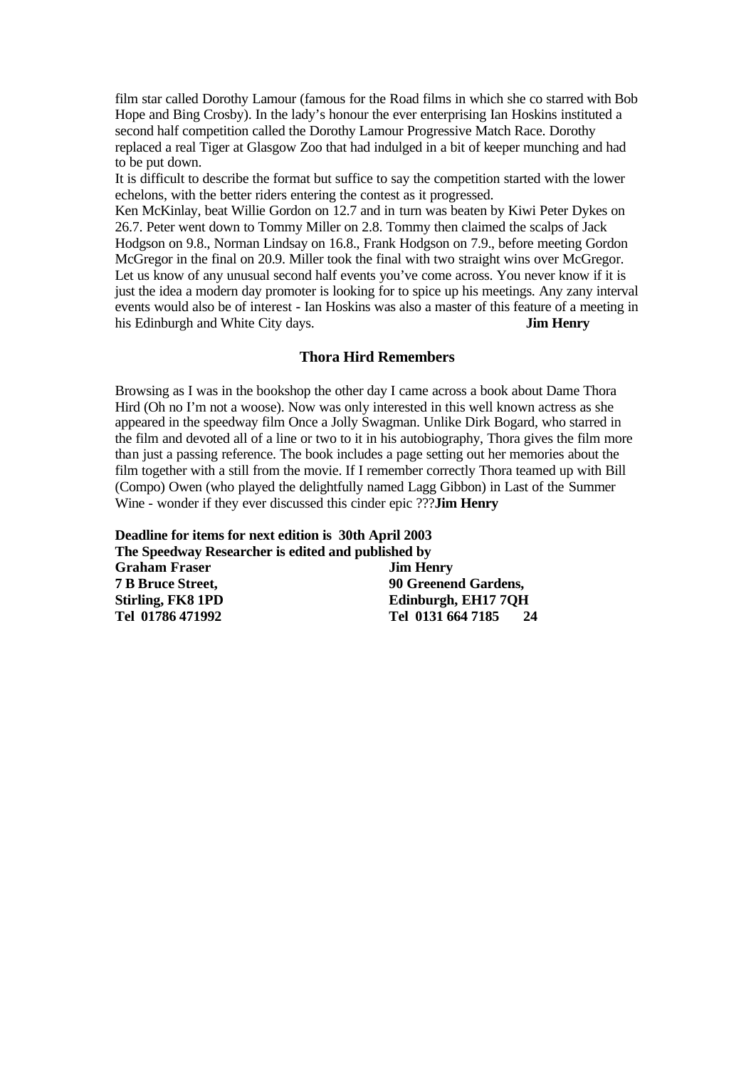film star called Dorothy Lamour (famous for the Road films in which she co starred with Bob Hope and Bing Crosby). In the lady's honour the ever enterprising Ian Hoskins instituted a second half competition called the Dorothy Lamour Progressive Match Race. Dorothy replaced a real Tiger at Glasgow Zoo that had indulged in a bit of keeper munching and had to be put down.

It is difficult to describe the format but suffice to say the competition started with the lower echelons, with the better riders entering the contest as it progressed.

Ken McKinlay, beat Willie Gordon on 12.7 and in turn was beaten by Kiwi Peter Dykes on 26.7. Peter went down to Tommy Miller on 2.8. Tommy then claimed the scalps of Jack Hodgson on 9.8., Norman Lindsay on 16.8., Frank Hodgson on 7.9., before meeting Gordon McGregor in the final on 20.9. Miller took the final with two straight wins over McGregor.

Let us know of any unusual second half events you've come across. You never know if it is just the idea a modern day promoter is looking for to spice up his meetings. Any zany interval events would also be of interest - Ian Hoskins was also a master of this feature of a meeting in his Edinburgh and White City days. **Jim Henry**

## Thora Hird Remembers

Browsing as I was in the bookshop the other day I came across a book about Dame Thora Hird (Oh no I'm not a woose). Now was only interested in this well known actress as she appeared in the speedway film Once a Jolly Swagman. Unlike Dirk Bogard, who starred in the film and devoted all of a line or two to it in his autobiography, Thora gives the film more than just a passing reference. The book includes a page setting out her memories about the film together with a still from the movie. If I remember correctly Thora teamed up with Bill (Compo) Owen (who played the delightfully named Lagg Gibbon) in Last of the Summer Wine - wonder if they ever discussed this cinder epic ???**Jim Henry**

**Deadline for items for next edition is 30th April 2003**
**The Speedway Researcher is edited and published by**

| | |
|---|---|
| **Graham Fraser** | **Jim Henry** |
| **7 B Bruce Street,** | **90 Greenend Gardens,** |
| **Stirling, FK8 1PD** | **Edinburgh, EH17 7QH** |
| **Tel 01786 471992** | **Tel 0131 664 7185** |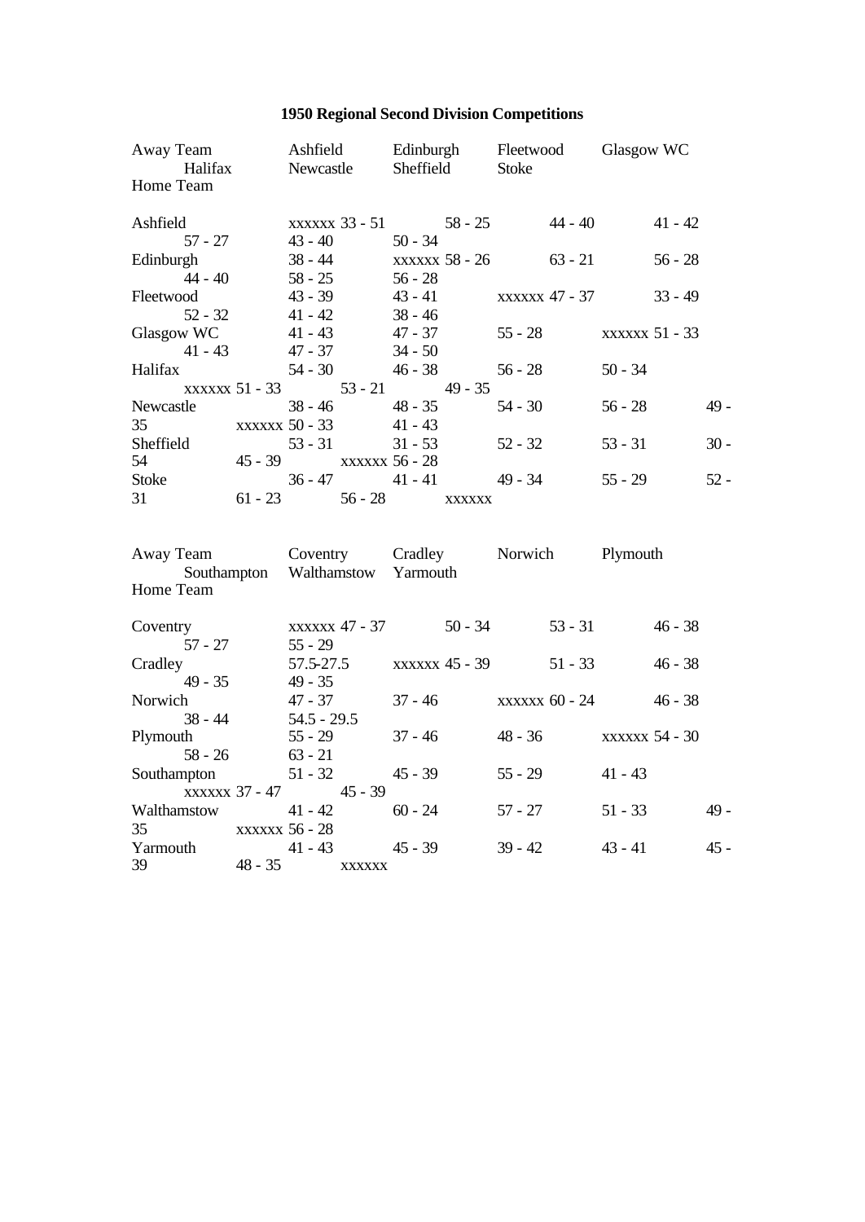# 1950 Regional Second Division Competitions

| Home Team \ Away Team | Ashfield | Edinburgh | Fleetwood | Glasgow WC | Halifax | Newcastle | Sheffield | Stoke |
|---|---|---|---|---|---|---|---|---|
| Ashfield | xxxxxx | 33 - 51 | 58 - 25 | 44 - 40 | 41 - 42 | 57 - 27 | 43 - 40 | 50 - 34 |
| Edinburgh | 38 - 44 | xxxxxx | 58 - 26 | 63 - 21 | 56 - 28 | 44 - 40 | 58 - 25 | 56 - 28 |
| Fleetwood | 43 - 39 | 43 - 41 | xxxxxx | 47 - 37 | 33 - 49 | 52 - 32 | 41 - 42 | 38 - 46 |
| Glasgow WC | 41 - 43 | 47 - 37 | 55 - 28 | xxxxxx | 51 - 33 | 41 - 43 | 47 - 37 | 34 - 50 |
| Halifax | 54 - 30 | 46 - 38 | 56 - 28 | 50 - 34 | xxxxxx | 51 - 33 | 53 - 21 | 49 - 35 |
| Newcastle | 38 - 46 | 48 - 35 | 54 - 30 | 56 - 28 | 49 - 35 | xxxxxx | 50 - 33 | 41 - 43 |
| Sheffield | 53 - 31 | 31 - 53 | 52 - 32 | 53 - 31 | 30 - 54 | 45 - 39 | xxxxxx | 56 - 28 |
| Stoke | 36 - 47 | 41 - 41 | 49 - 34 | 55 - 29 | 52 - 31 | 61 - 23 | 56 - 28 | xxxxxx |

| Home Team \ Away Team | Coventry | Cradley | Norwich | Plymouth | Southampton | Walthamstow | Yarmouth |
|---|---|---|---|---|---|---|---|
| Coventry | xxxxxx | 47 - 37 | 50 - 34 | 53 - 31 | 46 - 38 | 57 - 27 | 55 - 29 |
| Cradley | 57.5-27.5 | xxxxxx | 45 - 39 | 51 - 33 | 46 - 38 | 49 - 35 | 49 - 35 |
| Norwich | 47 - 37 | 37 - 46 | xxxxxx | 60 - 24 | 46 - 38 | 38 - 44 | 54.5 - 29.5 |
| Plymouth | 55 - 29 | 37 - 46 | 48 - 36 | xxxxxx | 54 - 30 | 58 - 26 | 63 - 21 |
| Southampton | 51 - 32 | 45 - 39 | 55 - 29 | 41 - 43 | xxxxxx | 37 - 47 | 45 - 39 |
| Walthamstow | 41 - 42 | 60 - 24 | 57 - 27 | 51 - 33 | 49 - 35 | xxxxxx | 56 - 28 |
| Yarmouth | 41 - 43 | 45 - 39 | 39 - 42 | 43 - 41 | 45 - 39 | 48 - 35 | xxxxxx |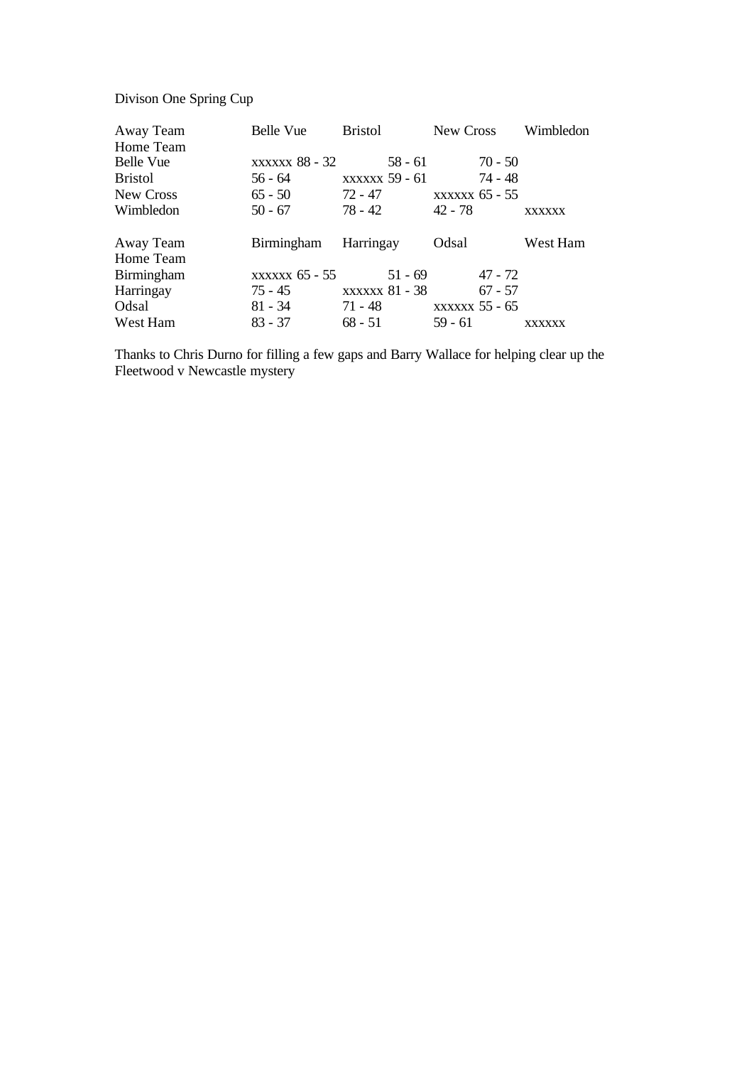Divison One Spring Cup

| Away Team<br>Home Team | Belle Vue | Bristol | New Cross | Wimbledon |
|---|---|---|---|---|
| Belle Vue | xxxxxx | 88 - 32 | 58 - 61 | 70 - 50 |
| Bristol | 56 - 64 | xxxxxx | 59 - 61 | 74 - 48 |
| New Cross | 65 - 50 | 72 - 47 | xxxxxx | 65 - 55 |
| Wimbledon | 50 - 67 | 78 - 42 | 42 - 78 | xxxxxx |

| Away Team<br>Home Team | Birmingham | Harringay | Odsal | West Ham |
|---|---|---|---|---|
| Birmingham | xxxxxx | 65 - 55 | 51 - 69 | 47 - 72 |
| Harringay | 75 - 45 | xxxxxx | 81 - 38 | 67 - 57 |
| Odsal | 81 - 34 | 71 - 48 | xxxxxx | 55 - 65 |
| West Ham | 83 - 37 | 68 - 51 | 59 - 61 | xxxxxx |

Thanks to Chris Durno for filling a few gaps and Barry Wallace for helping clear up the Fleetwood v Newcastle mystery